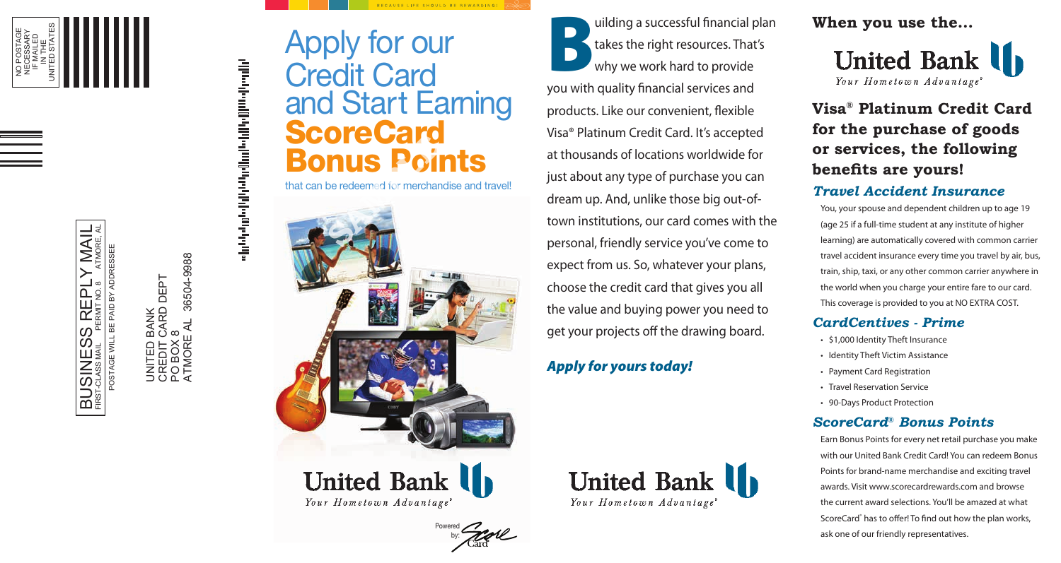NO POSTAGE NECESSARY IF MAILED IN THE UNITED STATES

BUSINESS REPLY MAIL
FIRST-CLASS MAIL PERMIT NO. 8 ATMORE, AL

POSTAGE WILL BE PAID BY ADDRESSEE

UNITED BANK
CREDIT CARD DEPT
PO BOX 8
ATMORE AL 36504-9988

BECAUSE LIFE SHOULD BE REWARDING!

# Apply for our Credit Card and Start Earning **ScoreCard Bonus Points**

that can be redeemed for merchandise and travel!

United Bank
*Your Hometown Advantage®*

Powered by: ScoreCard

Building a successful financial plan takes the right resources. That's why we work hard to provide you with quality financial services and products. Like our convenient, flexible Visa® Platinum Credit Card. It's accepted at thousands of locations worldwide for just about any type of purchase you can dream up. And, unlike those big out-of-town institutions, our card comes with the personal, friendly service you've come to expect from us. So, whatever your plans, choose the credit card that gives you all the value and buying power you need to get your projects off the drawing board.

***Apply for yours today!***

United Bank
*Your Hometown Advantage®*

**When you use the...**

United Bank
*Your Hometown Advantage®*

## Visa® Platinum Credit Card for the purchase of goods or services, the following benefits are yours!

### *Travel Accident Insurance*

You, your spouse and dependent children up to age 19 (age 25 if a full-time student at any institute of higher learning) are automatically covered with common carrier travel accident insurance every time you travel by air, bus, train, ship, taxi, or any other common carrier anywhere in the world when you charge your entire fare to our card. This coverage is provided to you at NO EXTRA COST.

### *CardCentives - Prime*

- $1,000 Identity Theft Insurance
- Identity Theft Victim Assistance
- Payment Card Registration
- Travel Reservation Service
- 90-Days Product Protection

### *ScoreCard® Bonus Points*

Earn Bonus Points for every net retail purchase you make with our United Bank Credit Card! You can redeem Bonus Points for brand-name merchandise and exciting travel awards. Visit www.scorecardrewards.com and browse the current award selections. You'll be amazed at what ScoreCard® has to offer! To find out how the plan works, ask one of our friendly representatives.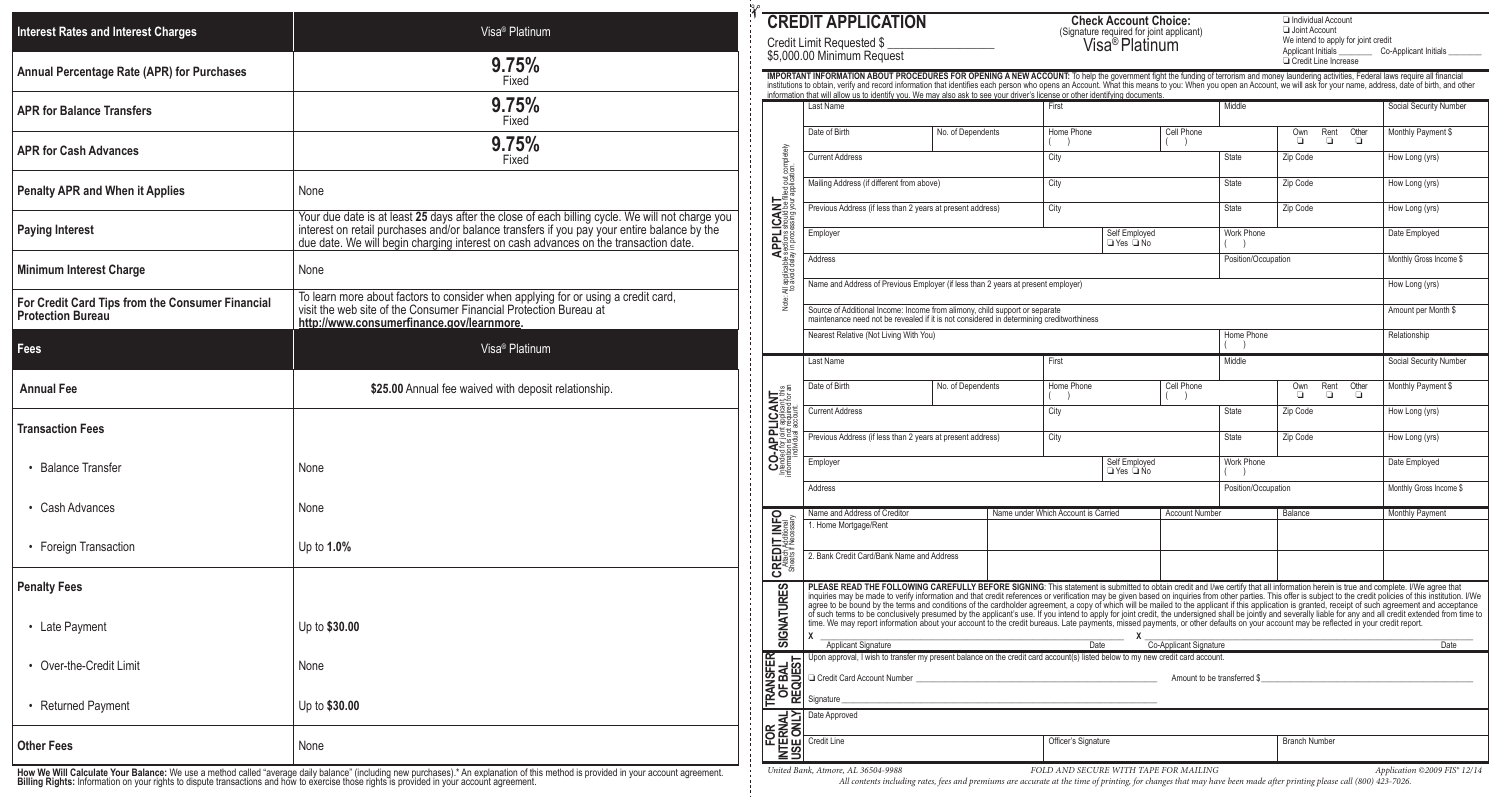| Interest Rates and Interest Charges | Visa® Platinum |
|---|---|
| **Annual Percentage Rate (APR) for Purchases** | **9.75%** Fixed |
| **APR for Balance Transfers** | **9.75%** Fixed |
| **APR for Cash Advances** | **9.75%** Fixed |
| **Penalty APR and When it Applies** | None |
| **Paying Interest** | Your due date is at least **25** days after the close of each billing cycle. We will not charge you interest on retail purchases and/or balance transfers if you pay your entire balance by the due date. We will begin charging interest on cash advances on the transaction date. |
| **Minimum Interest Charge** | None |
| **For Credit Card Tips from the Consumer Financial Protection Bureau** | To learn more about factors to consider when applying for or using a credit card, visit the web site of the Consumer Financial Protection Bureau at **http://www.consumerfinance.gov/learnmore.** |

| Fees | Visa® Platinum |
|---|---|
| **Annual Fee** | **$25.00** Annual fee waived with deposit relationship. |
| **Transaction Fees** | |
| • Balance Transfer | None |
| • Cash Advances | None |
| • Foreign Transaction | Up to **1.0%** |
| **Penalty Fees** | |
| • Late Payment | Up to **$30.00** |
| • Over-the-Credit Limit | None |
| • Returned Payment | Up to **$30.00** |
| **Other Fees** | None |

**How We Will Calculate Your Balance:** We use a method called "average daily balance" (including new purchases).* An explanation of this method is provided in your account agreement.
**Billing Rights:** Information on your rights to dispute transactions and how to exercise those rights is provided in your account agreement.

# CREDIT APPLICATION

Credit Limit Requested $ ________________
$5,000.00 Minimum Request

**Check Account Choice:**
(Signature required for joint applicant)
Visa® Platinum

❑ Individual Account
❑ Joint Account
We intend to apply for joint credit
Applicant Initials ________ Co-Applicant Initials ________
❑ Credit Line Increase

**IMPORTANT INFORMATION ABOUT PROCEDURES FOR OPENING A NEW ACCOUNT:** To help the government fight the funding of terrorism and money laundering activities, Federal laws require all financial institutions to obtain, verify and record information that identifies each person who opens an Account. What this means to you: When you open an Account, we will ask for your name, address, date of birth, and other information that will allow us to identify you. We may also ask to see your driver's license or other identifying documents.

## APPLICANT

Note: All applicable sections should be filled out completely to avoid delay in processing your application

| | | | | | | |
|---|---|---|---|---|---|---|
| Last Name | | First | | Middle | | Social Security Number |
| Date of Birth | No. of Dependents | Home Phone ( ) | Cell Phone ( ) | | Own ❑ Rent ❑ Other ❑ | Monthly Payment $ |
| Current Address | | City | | State | Zip Code | How Long (yrs) |
| Mailing Address (if different from above) | | City | | State | Zip Code | How Long (yrs) |
| Previous Address (if less than 2 years at present address) | | City | | State | Zip Code | How Long (yrs) |
| Employer | | | Self Employed ❑ Yes ❑ No | Work Phone ( ) | | Date Employed |
| Address | | | | Position/Occupation | | Monthly Gross Income $ |
| Name and Address of Previous Employer (if less than 2 years at present employer) | | | | | | How Long (yrs) |
| Source of Additional Income: Income from alimony, child support or separate maintenance need not be revealed if it is not considered in determining creditworthiness | | | | | | Amount per Month $ |
| Nearest Relative (Not Living With You) | | | | Home Phone ( ) | | Relationship |

## CO-APPLICANT

(Required for joint applicant; this information is not required for an individual account)

| | | | | | | |
|---|---|---|---|---|---|---|
| Last Name | | First | | Middle | | Social Security Number |
| Date of Birth | No. of Dependents | Home Phone ( ) | Cell Phone ( ) | | Own ❑ Rent ❑ Other ❑ | Monthly Payment $ |
| Current Address | | City | | State | Zip Code | How Long (yrs) |
| Previous Address (if less than 2 years at present address) | | City | | State | Zip Code | How Long (yrs) |
| Employer | | | Self Employed ❑ Yes ❑ No | Work Phone ( ) | | Date Employed |
| Address | | | | Position/Occupation | | Monthly Gross Income $ |

## CREDIT INFO

(Attach Additional Sheets if Necessary)

| Name and Address of Creditor | Name under Which Account is Carried | Account Number | Balance | Monthly Payment |
|---|---|---|---|---|
| 1. Home Mortgage/Rent | | | | |
| 2. Bank Credit Card/Bank Name and Address | | | | |

## SIGNATURES

**PLEASE READ THE FOLLOWING CAREFULLY BEFORE SIGNING**: This statement is submitted to obtain credit and I/we certify that all information herein is true and complete. I/We agree that inquiries may be made to verify information and that credit references or verification may be given based on inquiries from other parties. This offer is subject to the credit policies of this institution. I/We agree to be bound by the terms and conditions of the cardholder agreement, a copy of which will be mailed to the applicant if this application is granted, receipt of such agreement and acceptance of such terms to be conclusively presumed by the applicant's use. If you intend to apply for joint credit, the undersigned shall be jointly and severally liable for any and all credit extended from time to time. We may report information about your account to the credit bureaus. Late payments, missed payments, or other defaults on your account may be reflected in your credit report.

X ______________________________ Applicant Signature ________ Date
X ______________________________ Co-Applicant Signature ________ Date

## TRANSFER OF BAL REQUEST

Upon approval, I wish to transfer my present balance on the credit card account(s) listed below to my new credit card account.

❑ Credit Card Account Number ______________________________ Amount to be transferred $ ______________________________

Signature ______________________________

## FOR INTERNAL USE ONLY

| | | |
|---|---|---|
| Date Approved | | |
| Credit Line | Officer's Signature | Branch Number |

*United Bank, Atmore, AL 36504-9988* FOLD AND SECURE WITH TAPE FOR MAILING *Application ©2009 FIS® 12/14*

*All contents including rates, fees and premiums are accurate at the time of printing, for changes that may have been made after printing please call (800) 423-7026.*